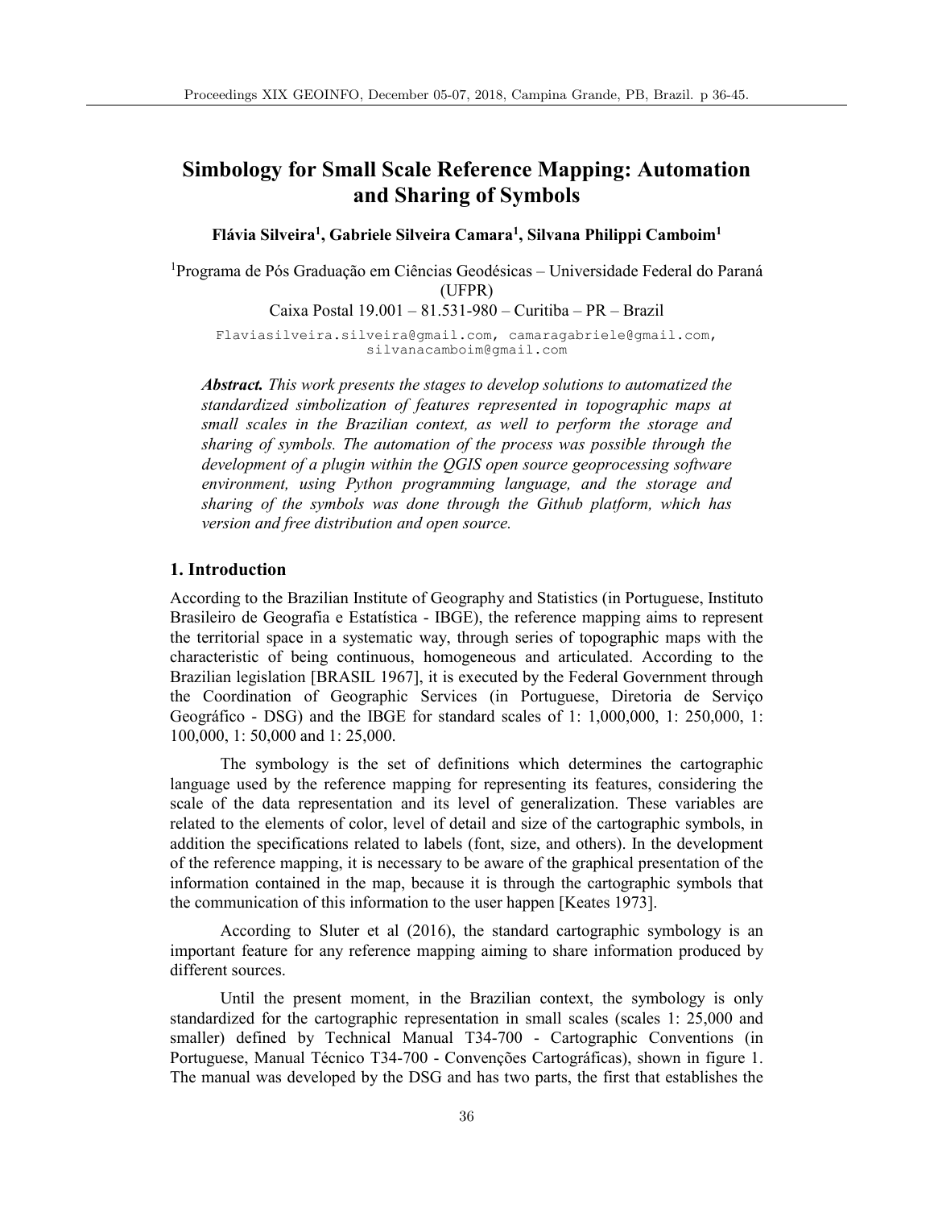# Simbology for Small Scale Reference Mapping: Automation and Sharing of Symbols

**Flávia Silveira[1], Gabriele Silveira Camara[1], Silvana Philippi Camboim[1]**

[1]Programa de Pós Graduação em Ciências Geodésicas – Universidade Federal do Paraná (UFPR)

Caixa Postal 19.001 – 81.531-980 – Curitiba – PR – Brazil

Flaviasilveira.silveira@gmail.com, camaragabriele@gmail.com, silvanacamboim@gmail.com

***Abstract.*** *This work presents the stages to develop solutions to automatized the standardized simbolization of features represented in topographic maps at small scales in the Brazilian context, as well to perform the storage and sharing of symbols. The automation of the process was possible through the development of a plugin within the QGIS open source geoprocessing software environment, using Python programming language, and the storage and sharing of the symbols was done through the Github platform, which has version and free distribution and open source.*

## 1. Introduction

According to the Brazilian Institute of Geography and Statistics (in Portuguese, Instituto Brasileiro de Geografia e Estatística - IBGE), the reference mapping aims to represent the territorial space in a systematic way, through series of topographic maps with the characteristic of being continuous, homogeneous and articulated. According to the Brazilian legislation [BRASIL 1967], it is executed by the Federal Government through the Coordination of Geographic Services (in Portuguese, Diretoria de Serviço Geográfico - DSG) and the IBGE for standard scales of 1: 1,000,000, 1: 250,000, 1: 100,000, 1: 50,000 and 1: 25,000.

The symbology is the set of definitions which determines the cartographic language used by the reference mapping for representing its features, considering the scale of the data representation and its level of generalization. These variables are related to the elements of color, level of detail and size of the cartographic symbols, in addition the specifications related to labels (font, size, and others). In the development of the reference mapping, it is necessary to be aware of the graphical presentation of the information contained in the map, because it is through the cartographic symbols that the communication of this information to the user happen [Keates 1973].

According to Sluter et al (2016), the standard cartographic symbology is an important feature for any reference mapping aiming to share information produced by different sources.

Until the present moment, in the Brazilian context, the symbology is only standardized for the cartographic representation in small scales (scales 1: 25,000 and smaller) defined by Technical Manual T34-700 - Cartographic Conventions (in Portuguese, Manual Técnico T34-700 - Convenções Cartográficas), shown in figure 1. The manual was developed by the DSG and has two parts, the first that establishes the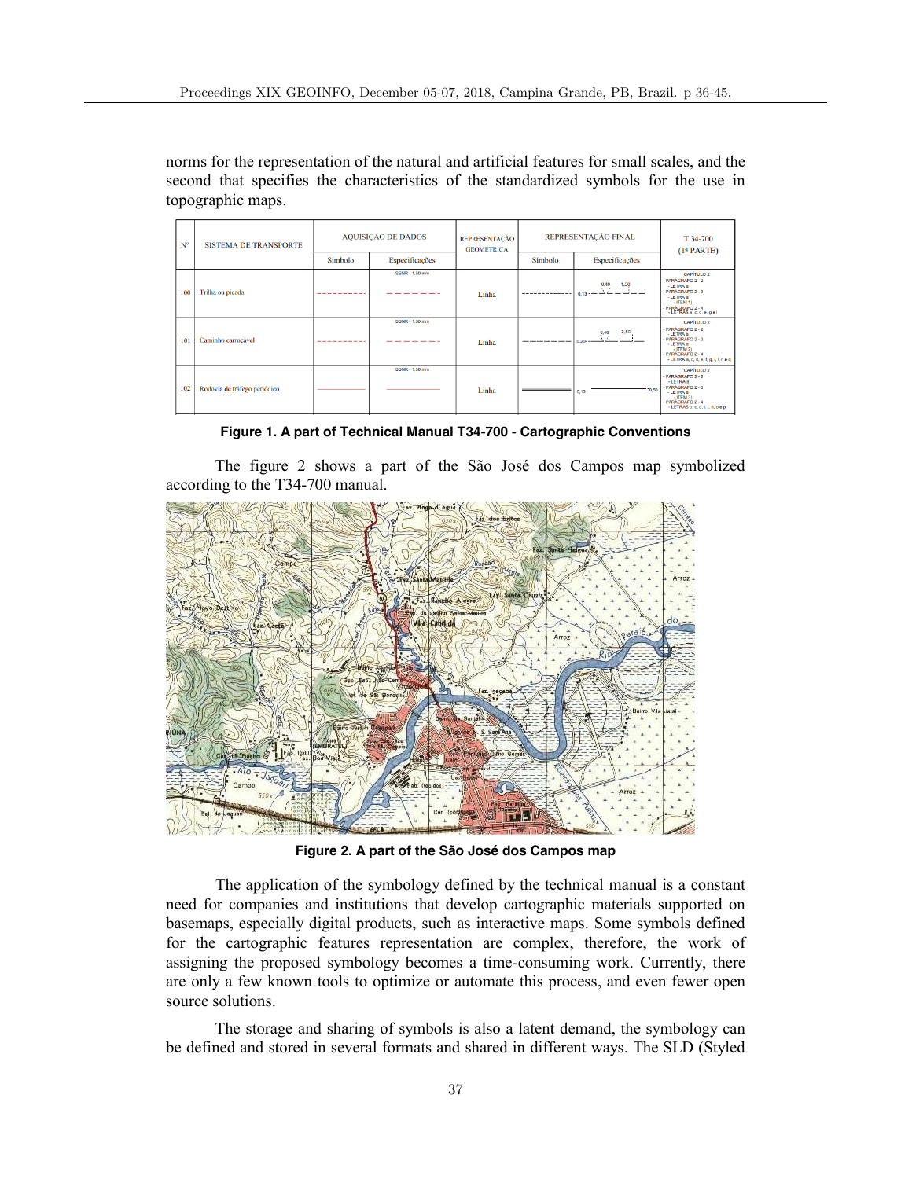norms for the representation of the natural and artificial features for small scales, and the second that specifies the characteristics of the standardized symbols for the use in topographic maps.

| Nº | SISTEMA DE TRANSPORTE | AQUISIÇÃO DE DADOS | | REPRESENTAÇÃO GEOMÉTRICA | REPRESENTAÇÃO FINAL | | T 34-700 (1ª PARTE) |
|---|---|---|---|---|---|---|---|
| | | Símbolo | Especificações | | Símbolo | Especificações | |
| 100 | Trilha ou picada | | SSNR - 1,50 mm | Linha | | 0,40 1,20 0,15 | CAPÍTULO 2 - PARÁGRAFO 2 - 2 - LETRA a - PARÁGRAFO 2 - 3 - LETRA a - ITEM 1) - PARÁGRAFO 2 - 4 - LETRAS a, c, d, e, g e i |
| 101 | Caminho carroçável | | SSNR - 1,50 mm | Linha | | 0,40 2,50 0,20 | CAPÍTULO 2 - PARÁGRAFO 2 - 2 - LETRA a - PARÁGRAFO 2 - 3 - LETRA a - ITEM 2) - PARÁGRAFO 2 - 4 - LETRA a, c, d, e, f, g, i, l, n e q |
| 102 | Rodovia de tráfego periódico | | SSNR - 1,50 mm | Linha | | 0,15 0,50 | CAPÍTULO 2 - PARÁGRAFO 2 - 2 - LETRA a - PARÁGRAFO 2 - 3 - LETRA a - ITEM 3) - PARÁGRAFO 2 - 4 - LETRAS b, c, d, i, l, n, o e p |

**Figure 1. A part of Technical Manual T34-700 - Cartographic Conventions**

The figure 2 shows a part of the São José dos Campos map symbolized according to the T34-700 manual.

**Figure 2. A part of the São José dos Campos map**

The application of the symbology defined by the technical manual is a constant need for companies and institutions that develop cartographic materials supported on basemaps, especially digital products, such as interactive maps. Some symbols defined for the cartographic features representation are complex, therefore, the work of assigning the proposed symbology becomes a time-consuming work. Currently, there are only a few known tools to optimize or automate this process, and even fewer open source solutions.

The storage and sharing of symbols is also a latent demand, the symbology can be defined and stored in several formats and shared in different ways. The SLD (Styled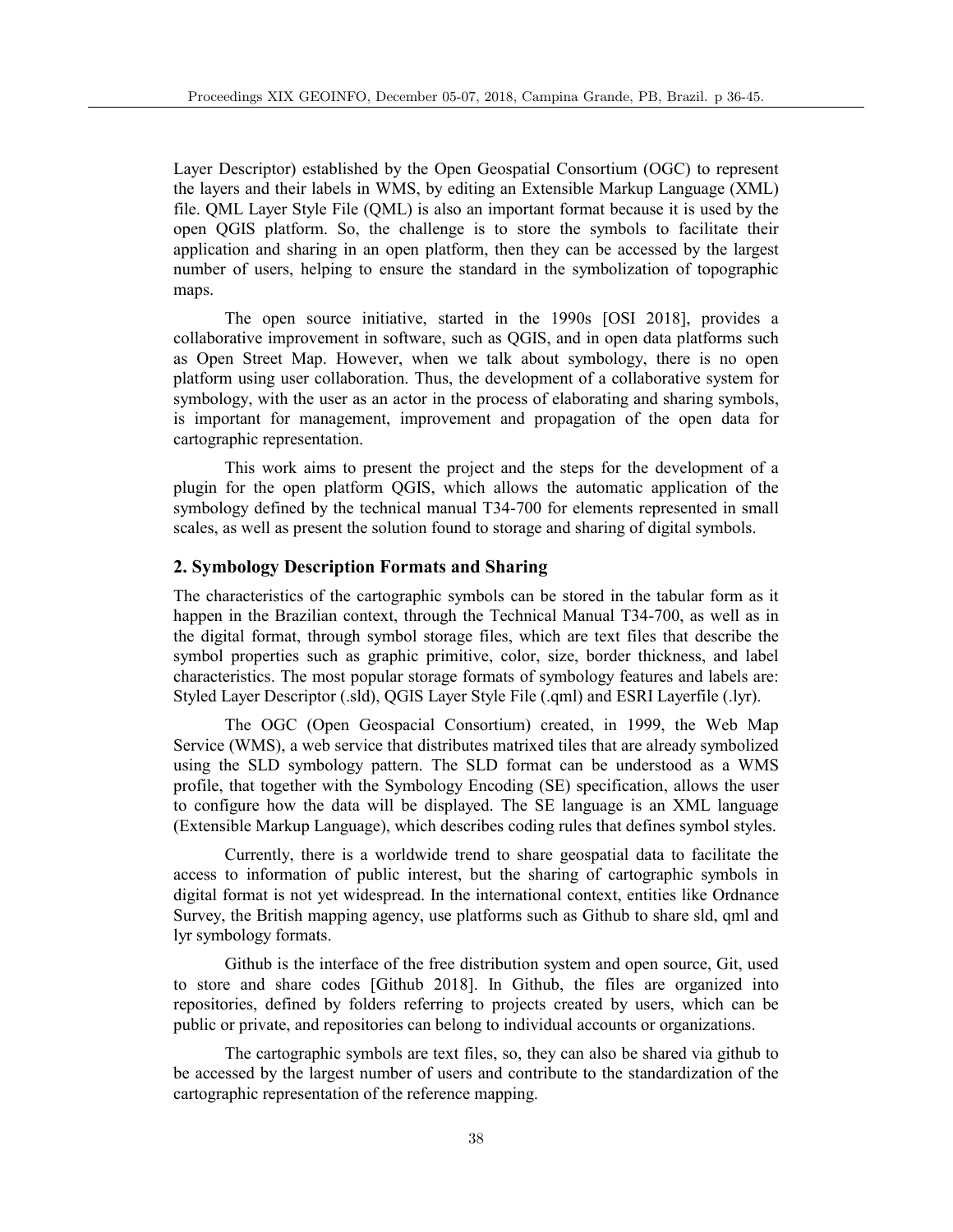Layer Descriptor) established by the Open Geospatial Consortium (OGC) to represent the layers and their labels in WMS, by editing an Extensible Markup Language (XML) file. QML Layer Style File (QML) is also an important format because it is used by the open QGIS platform. So, the challenge is to store the symbols to facilitate their application and sharing in an open platform, then they can be accessed by the largest number of users, helping to ensure the standard in the symbolization of topographic maps.

The open source initiative, started in the 1990s [OSI 2018], provides a collaborative improvement in software, such as QGIS, and in open data platforms such as Open Street Map. However, when we talk about symbology, there is no open platform using user collaboration. Thus, the development of a collaborative system for symbology, with the user as an actor in the process of elaborating and sharing symbols, is important for management, improvement and propagation of the open data for cartographic representation.

This work aims to present the project and the steps for the development of a plugin for the open platform QGIS, which allows the automatic application of the symbology defined by the technical manual T34-700 for elements represented in small scales, as well as present the solution found to storage and sharing of digital symbols.

## 2. Symbology Description Formats and Sharing

The characteristics of the cartographic symbols can be stored in the tabular form as it happen in the Brazilian context, through the Technical Manual T34-700, as well as in the digital format, through symbol storage files, which are text files that describe the symbol properties such as graphic primitive, color, size, border thickness, and label characteristics. The most popular storage formats of symbology features and labels are: Styled Layer Descriptor (.sld), QGIS Layer Style File (.qml) and ESRI Layerfile (.lyr).

The OGC (Open Geospacial Consortium) created, in 1999, the Web Map Service (WMS), a web service that distributes matrixed tiles that are already symbolized using the SLD symbology pattern. The SLD format can be understood as a WMS profile, that together with the Symbology Encoding (SE) specification, allows the user to configure how the data will be displayed. The SE language is an XML language (Extensible Markup Language), which describes coding rules that defines symbol styles.

Currently, there is a worldwide trend to share geospatial data to facilitate the access to information of public interest, but the sharing of cartographic symbols in digital format is not yet widespread. In the international context, entities like Ordnance Survey, the British mapping agency, use platforms such as Github to share sld, qml and lyr symbology formats.

Github is the interface of the free distribution system and open source, Git, used to store and share codes [Github 2018]. In Github, the files are organized into repositories, defined by folders referring to projects created by users, which can be public or private, and repositories can belong to individual accounts or organizations.

The cartographic symbols are text files, so, they can also be shared via github to be accessed by the largest number of users and contribute to the standardization of the cartographic representation of the reference mapping.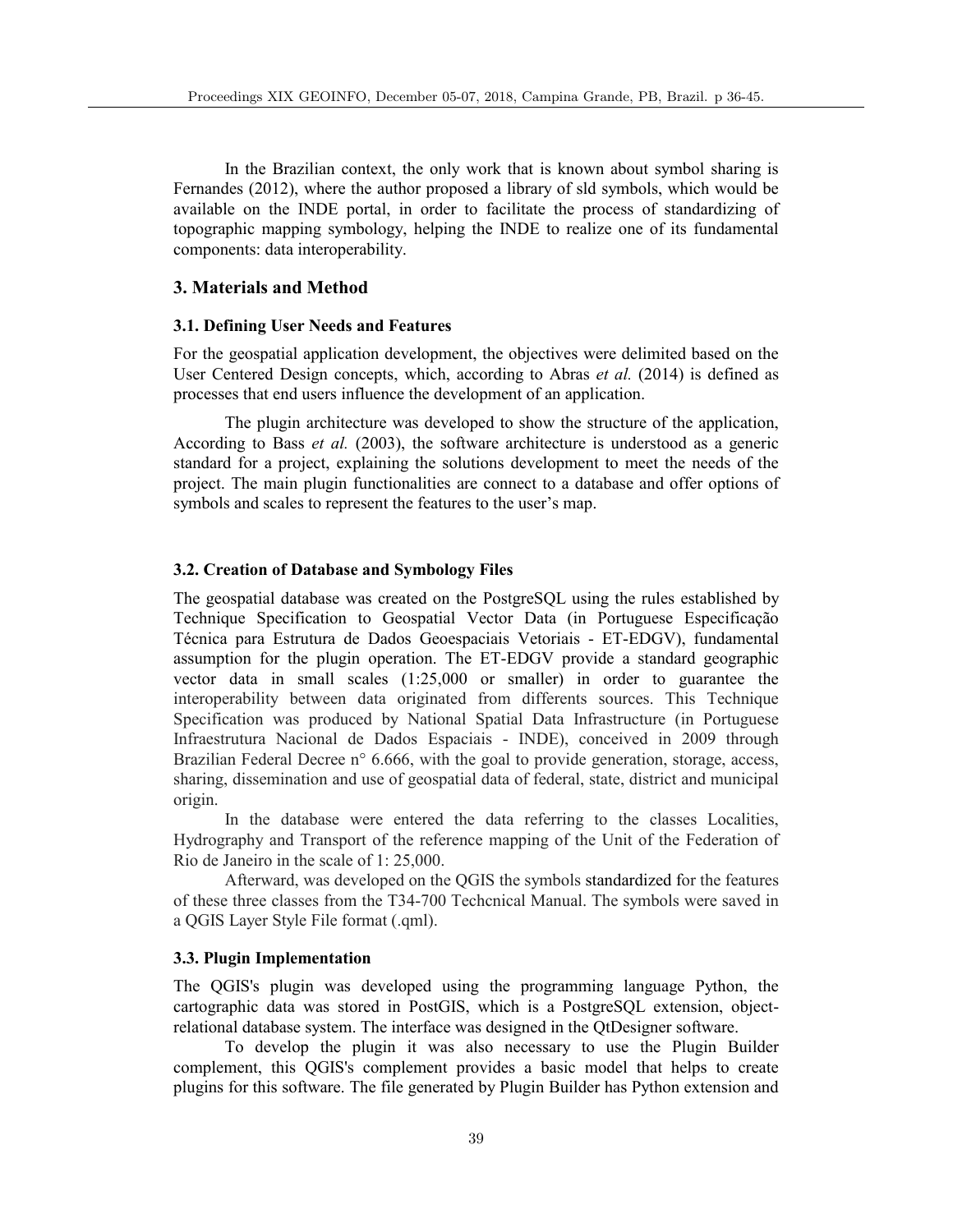In the Brazilian context, the only work that is known about symbol sharing is Fernandes (2012), where the author proposed a library of sld symbols, which would be available on the INDE portal, in order to facilitate the process of standardizing of topographic mapping symbology, helping the INDE to realize one of its fundamental components: data interoperability.

## 3. Materials and Method

### 3.1. Defining User Needs and Features

For the geospatial application development, the objectives were delimited based on the User Centered Design concepts, which, according to Abras *et al.* (2014) is defined as processes that end users influence the development of an application.

The plugin architecture was developed to show the structure of the application, According to Bass *et al.* (2003), the software architecture is understood as a generic standard for a project, explaining the solutions development to meet the needs of the project. The main plugin functionalities are connect to a database and offer options of symbols and scales to represent the features to the user's map.

### 3.2. Creation of Database and Symbology Files

The geospatial database was created on the PostgreSQL using the rules established by Technique Specification to Geospatial Vector Data (in Portuguese Especificação Técnica para Estrutura de Dados Geoespaciais Vetoriais - ET-EDGV), fundamental assumption for the plugin operation. The ET-EDGV provide a standard geographic vector data in small scales (1:25,000 or smaller) in order to guarantee the interoperability between data originated from differents sources. This Technique Specification was produced by National Spatial Data Infrastructure (in Portuguese Infraestrutura Nacional de Dados Espaciais - INDE), conceived in 2009 through Brazilian Federal Decree n° 6.666, with the goal to provide generation, storage, access, sharing, dissemination and use of geospatial data of federal, state, district and municipal origin.

In the database were entered the data referring to the classes Localities, Hydrography and Transport of the reference mapping of the Unit of the Federation of Rio de Janeiro in the scale of 1: 25,000.

Afterward, was developed on the QGIS the symbols standardized for the features of these three classes from the T34-700 Techcnical Manual. The symbols were saved in a QGIS Layer Style File format (.qml).

### 3.3. Plugin Implementation

The QGIS's plugin was developed using the programming language Python, the cartographic data was stored in PostGIS, which is a PostgreSQL extension, object-relational database system. The interface was designed in the QtDesigner software.

To develop the plugin it was also necessary to use the Plugin Builder complement, this QGIS's complement provides a basic model that helps to create plugins for this software. The file generated by Plugin Builder has Python extension and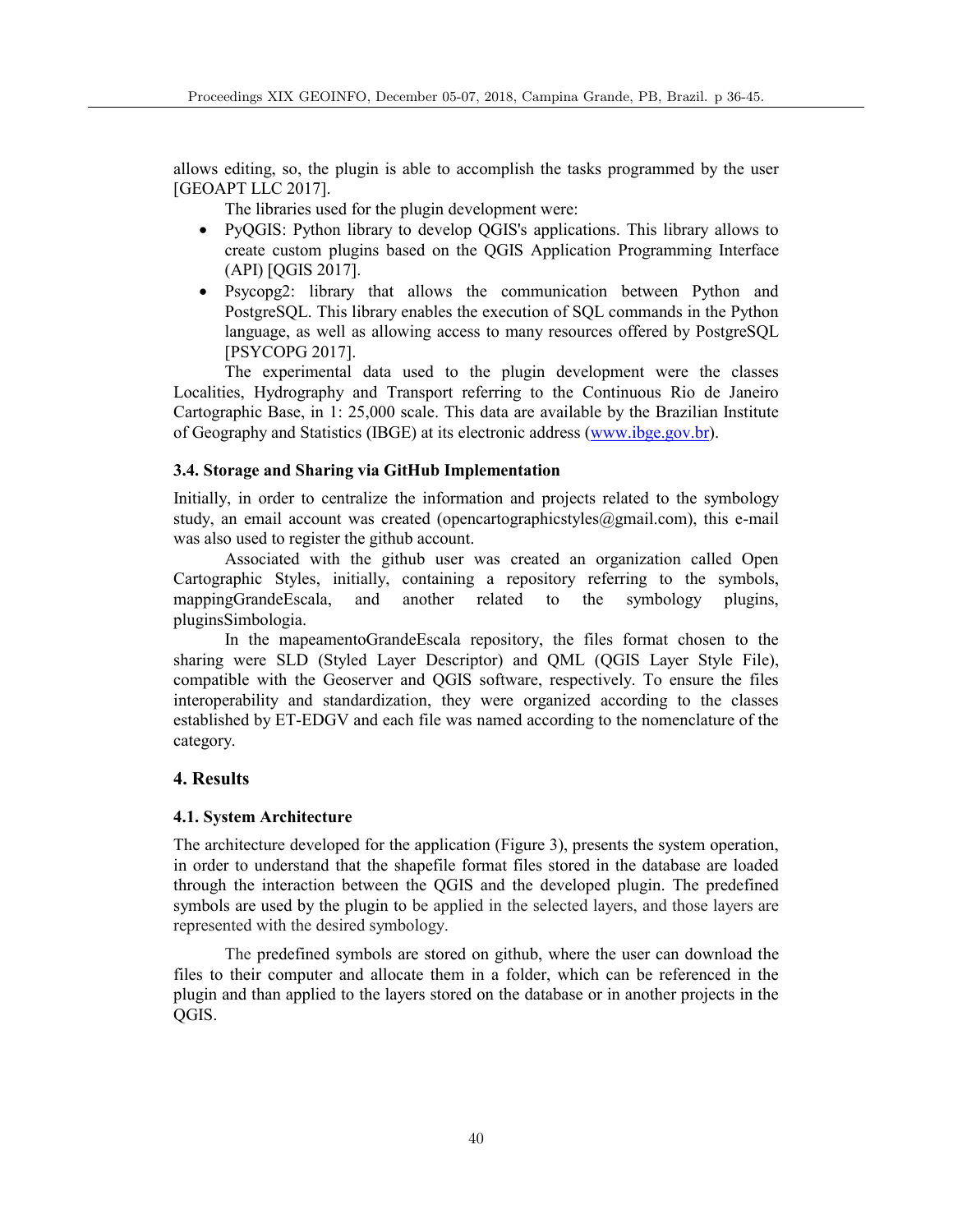allows editing, so, the plugin is able to accomplish the tasks programmed by the user [GEOAPT LLC 2017].

The libraries used for the plugin development were:

- PyQGIS: Python library to develop QGIS's applications. This library allows to create custom plugins based on the QGIS Application Programming Interface (API) [QGIS 2017].
- Psycopg2: library that allows the communication between Python and PostgreSQL. This library enables the execution of SQL commands in the Python language, as well as allowing access to many resources offered by PostgreSQL [PSYCOPG 2017].

The experimental data used to the plugin development were the classes Localities, Hydrography and Transport referring to the Continuous Rio de Janeiro Cartographic Base, in 1: 25,000 scale. This data are available by the Brazilian Institute of Geography and Statistics (IBGE) at its electronic address (www.ibge.gov.br).

### 3.4. Storage and Sharing via GitHub Implementation

Initially, in order to centralize the information and projects related to the symbology study, an email account was created (opencartographicstyles@gmail.com), this e-mail was also used to register the github account.

Associated with the github user was created an organization called Open Cartographic Styles, initially, containing a repository referring to the symbols, mappingGrandeEscala, and another related to the symbology plugins, pluginsSimbologia.

In the mapeamentoGrandeEscala repository, the files format chosen to the sharing were SLD (Styled Layer Descriptor) and QML (QGIS Layer Style File), compatible with the Geoserver and QGIS software, respectively. To ensure the files interoperability and standardization, they were organized according to the classes established by ET-EDGV and each file was named according to the nomenclature of the category.

## 4. Results

### 4.1. System Architecture

The architecture developed for the application (Figure 3), presents the system operation, in order to understand that the shapefile format files stored in the database are loaded through the interaction between the QGIS and the developed plugin. The predefined symbols are used by the plugin to be applied in the selected layers, and those layers are represented with the desired symbology.

The predefined symbols are stored on github, where the user can download the files to their computer and allocate them in a folder, which can be referenced in the plugin and than applied to the layers stored on the database or in another projects in the QGIS.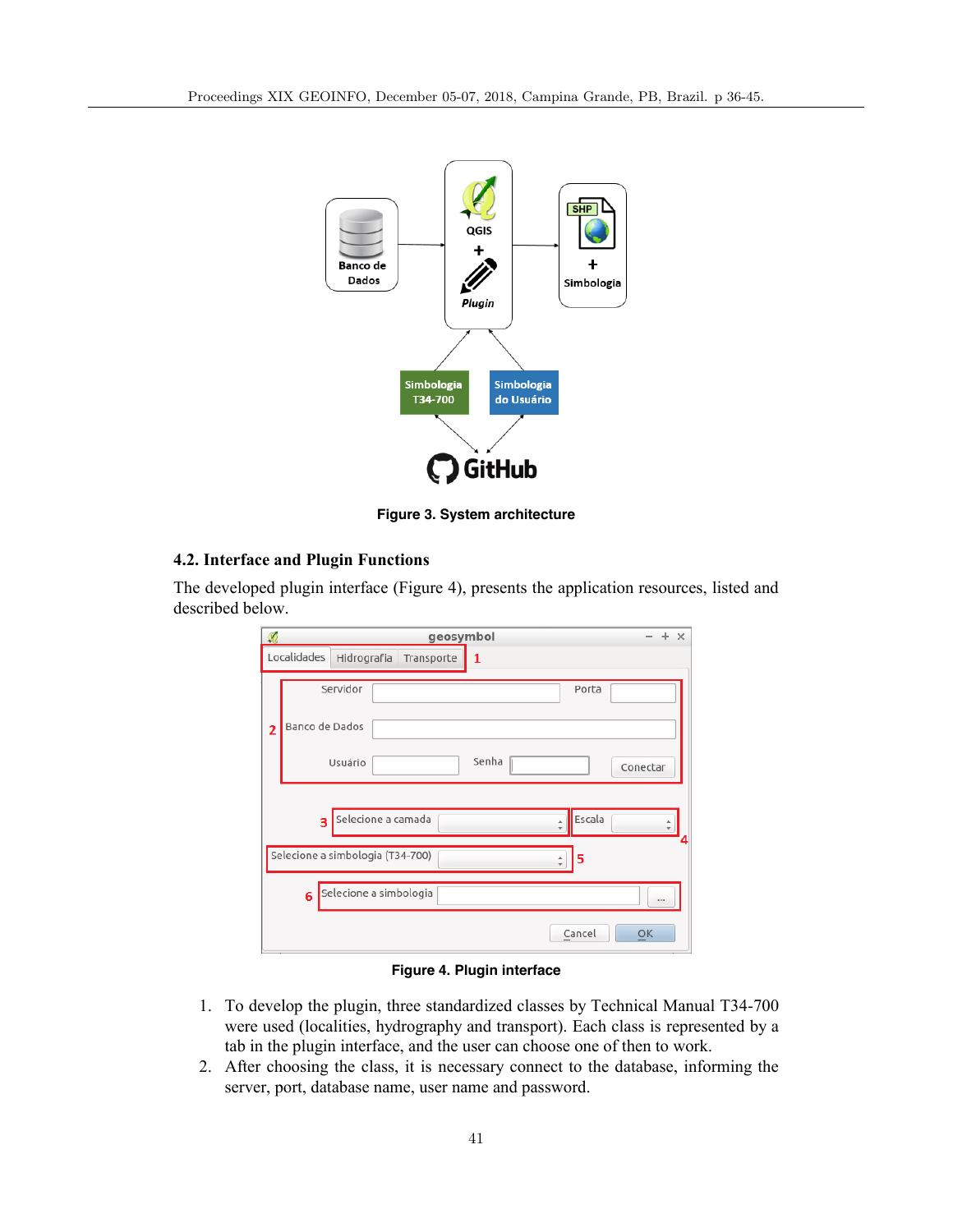Figure 3. System architecture

### 4.2. Interface and Plugin Functions

The developed plugin interface (Figure 4), presents the application resources, listed and described below.

Figure 4. Plugin interface

1. To develop the plugin, three standardized classes by Technical Manual T34-700 were used (localities, hydrography and transport). Each class is represented by a tab in the plugin interface, and the user can choose one of then to work.
2. After choosing the class, it is necessary connect to the database, informing the server, port, database name, user name and password.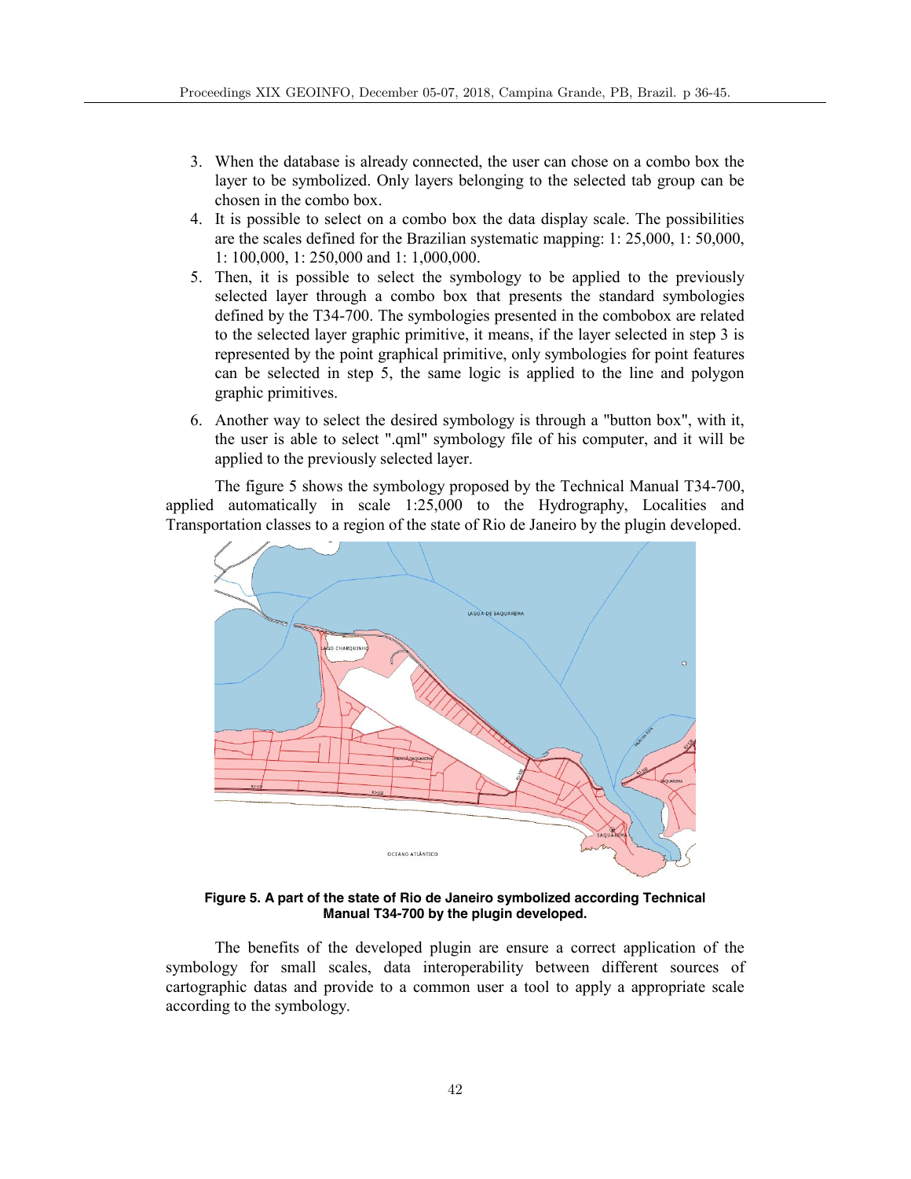3. When the database is already connected, the user can chose on a combo box the layer to be symbolized. Only layers belonging to the selected tab group can be chosen in the combo box.
4. It is possible to select on a combo box the data display scale. The possibilities are the scales defined for the Brazilian systematic mapping: 1: 25,000, 1: 50,000, 1: 100,000, 1: 250,000 and 1: 1,000,000.
5. Then, it is possible to select the symbology to be applied to the previously selected layer through a combo box that presents the standard symbologies defined by the T34-700. The symbologies presented in the combobox are related to the selected layer graphic primitive, it means, if the layer selected in step 3 is represented by the point graphical primitive, only symbologies for point features can be selected in step 5, the same logic is applied to the line and polygon graphic primitives.
6. Another way to select the desired symbology is through a "button box", with it, the user is able to select ".qml" symbology file of his computer, and it will be applied to the previously selected layer.

The figure 5 shows the symbology proposed by the Technical Manual T34-700, applied automatically in scale 1:25,000 to the Hydrography, Localities and Transportation classes to a region of the state of Rio de Janeiro by the plugin developed.

**Figure 5. A part of the state of Rio de Janeiro symbolized according Technical Manual T34-700 by the plugin developed.**

The benefits of the developed plugin are ensure a correct application of the symbology for small scales, data interoperability between different sources of cartographic datas and provide to a common user a tool to apply a appropriate scale according to the symbology.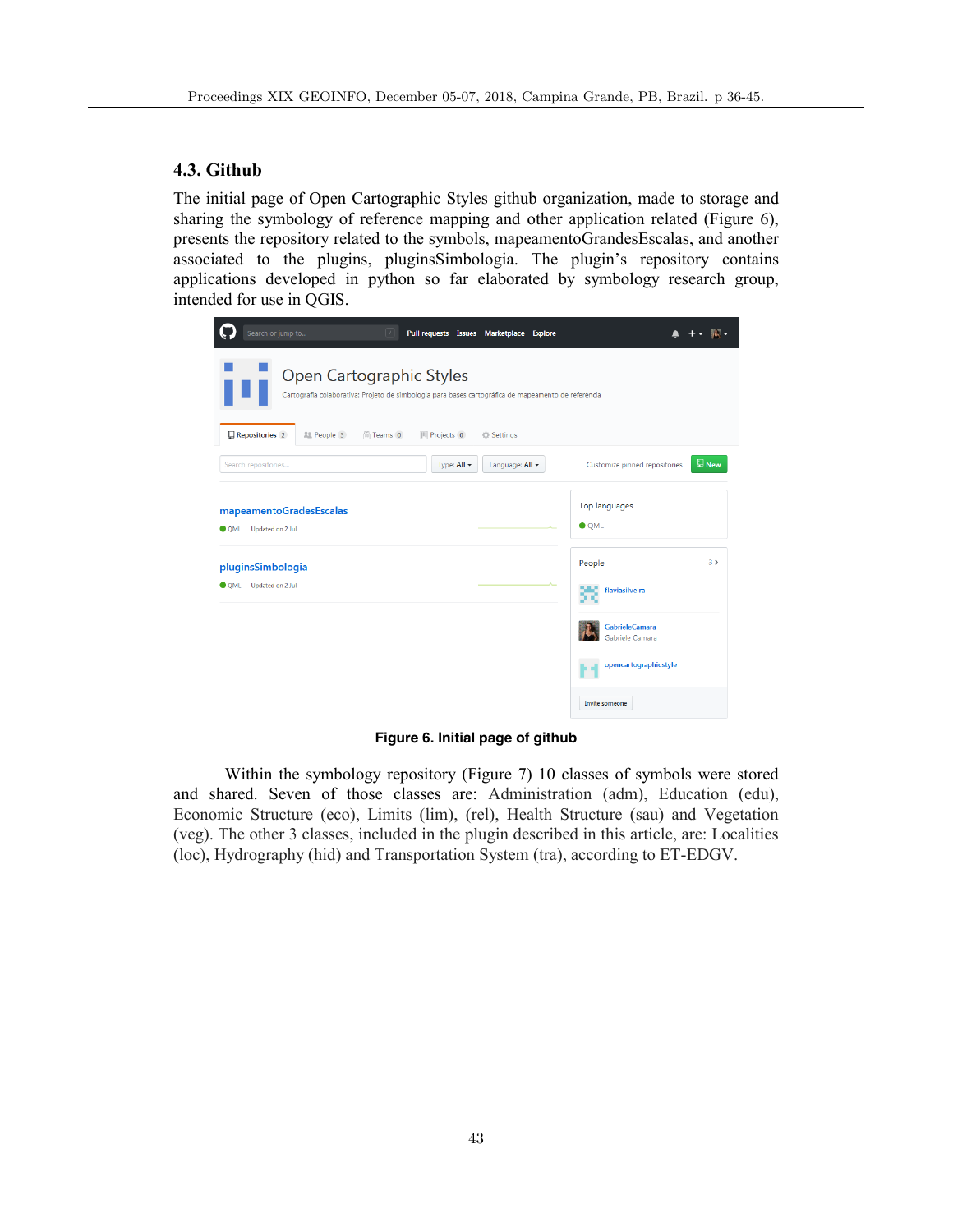### 4.3. Github

The initial page of Open Cartographic Styles github organization, made to storage and sharing the symbology of reference mapping and other application related (Figure 6), presents the repository related to the symbols, mapeamentoGrandesEscalas, and another associated to the plugins, pluginsSimbologia. The plugin's repository contains applications developed in python so far elaborated by symbology research group, intended for use in QGIS.

**Figure 6. Initial page of github**

Within the symbology repository (Figure 7) 10 classes of symbols were stored and shared. Seven of those classes are: Administration (adm), Education (edu), Economic Structure (eco), Limits (lim), (rel), Health Structure (sau) and Vegetation (veg). The other 3 classes, included in the plugin described in this article, are: Localities (loc), Hydrography (hid) and Transportation System (tra), according to ET-EDGV.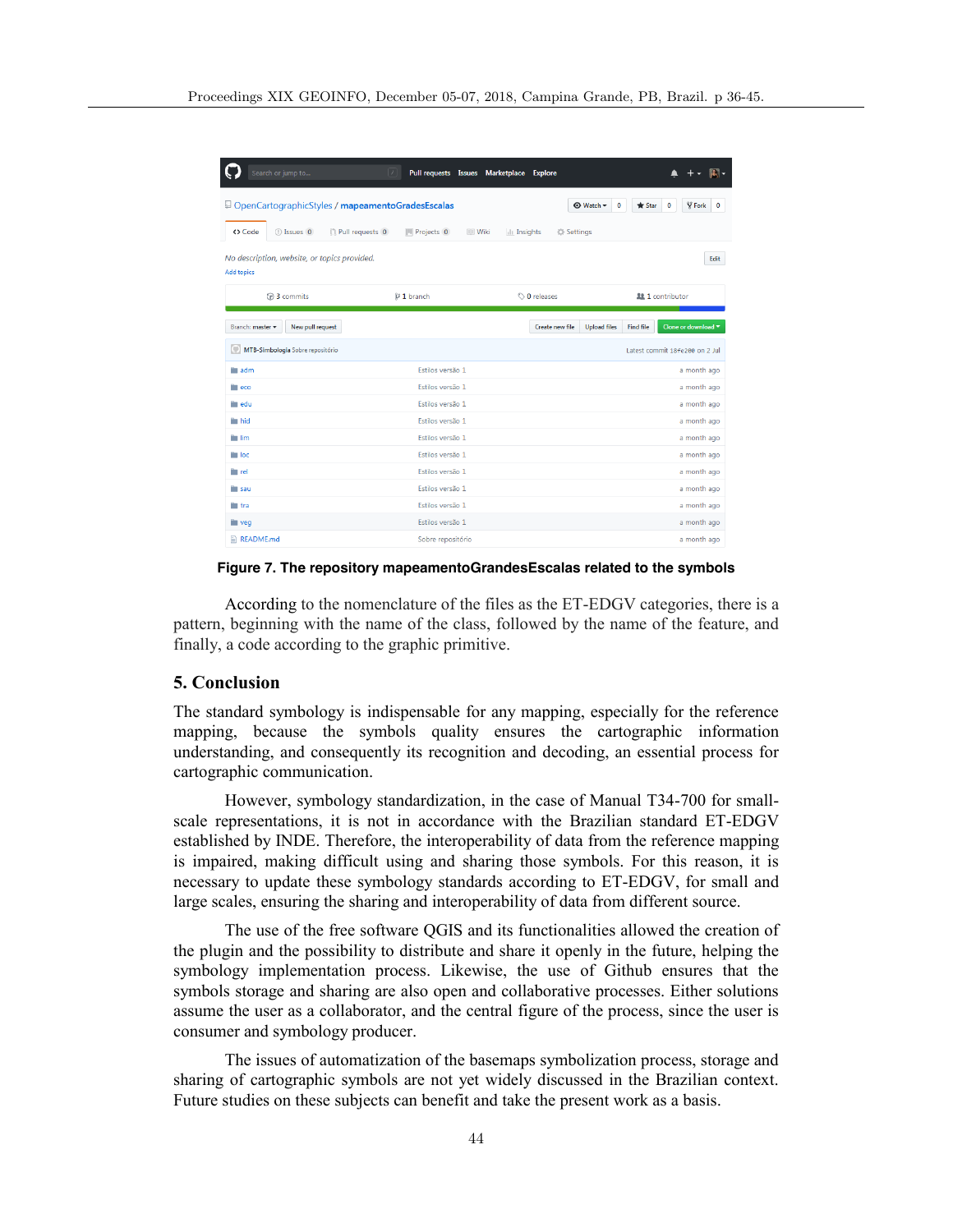**Figure 7. The repository mapeamentoGrandesEscalas related to the symbols**

According to the nomenclature of the files as the ET-EDGV categories, there is a pattern, beginning with the name of the class, followed by the name of the feature, and finally, a code according to the graphic primitive.

## 5. Conclusion

The standard symbology is indispensable for any mapping, especially for the reference mapping, because the symbols quality ensures the cartographic information understanding, and consequently its recognition and decoding, an essential process for cartographic communication.

However, symbology standardization, in the case of Manual T34-700 for small-scale representations, it is not in accordance with the Brazilian standard ET-EDGV established by INDE. Therefore, the interoperability of data from the reference mapping is impaired, making difficult using and sharing those symbols. For this reason, it is necessary to update these symbology standards according to ET-EDGV, for small and large scales, ensuring the sharing and interoperability of data from different source.

The use of the free software QGIS and its functionalities allowed the creation of the plugin and the possibility to distribute and share it openly in the future, helping the symbology implementation process. Likewise, the use of Github ensures that the symbols storage and sharing are also open and collaborative processes. Either solutions assume the user as a collaborator, and the central figure of the process, since the user is consumer and symbology producer.

The issues of automatization of the basemaps symbolization process, storage and sharing of cartographic symbols are not yet widely discussed in the Brazilian context. Future studies on these subjects can benefit and take the present work as a basis.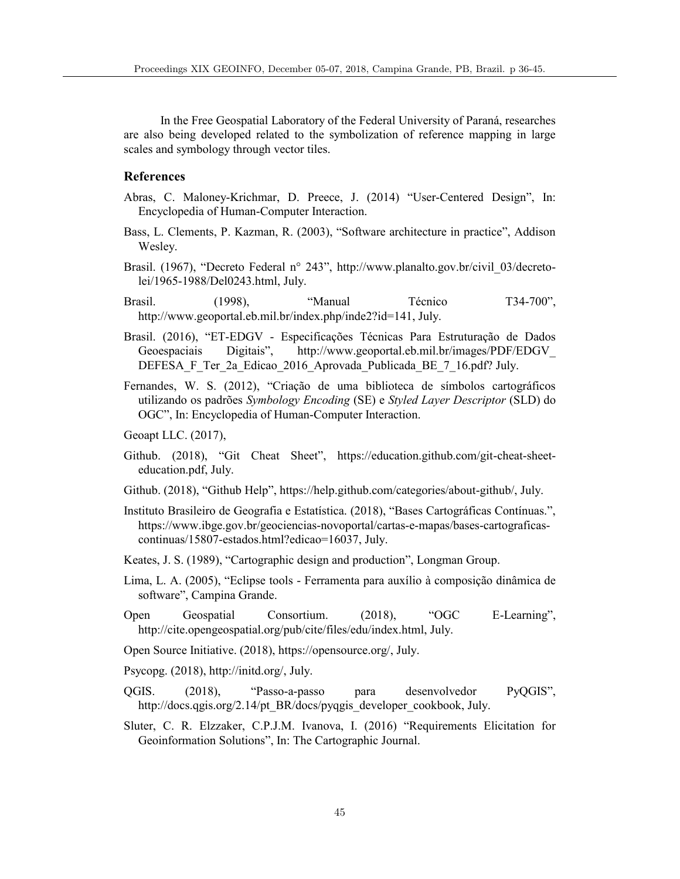In the Free Geospatial Laboratory of the Federal University of Paraná, researches are also being developed related to the symbolization of reference mapping in large scales and symbology through vector tiles.

## References

Abras, C. Maloney-Krichmar, D. Preece, J. (2014) "User-Centered Design", In: Encyclopedia of Human-Computer Interaction.

Bass, L. Clements, P. Kazman, R. (2003), "Software architecture in practice", Addison Wesley.

Brasil. (1967), "Decreto Federal n° 243", http://www.planalto.gov.br/civil_03/decreto-lei/1965-1988/Del0243.html, July.

Brasil. (1998), "Manual Técnico T34-700", http://www.geoportal.eb.mil.br/index.php/inde2?id=141, July.

Brasil. (2016), "ET-EDGV - Especificações Técnicas Para Estruturação de Dados Geoespaciais Digitais", http://www.geoportal.eb.mil.br/images/PDF/EDGV_DEFESA_F_Ter_2a_Edicao_2016_Aprovada_Publicada_BE_7_16.pdf? July.

Fernandes, W. S. (2012), "Criação de uma biblioteca de símbolos cartográficos utilizando os padrões *Symbology Encoding* (SE) e *Styled Layer Descriptor* (SLD) do OGC", In: Encyclopedia of Human-Computer Interaction.

Geoapt LLC. (2017),

Github. (2018), "Git Cheat Sheet", https://education.github.com/git-cheat-sheet-education.pdf, July.

Github. (2018), "Github Help", https://help.github.com/categories/about-github/, July.

Instituto Brasileiro de Geografia e Estatística. (2018), "Bases Cartográficas Contínuas.", https://www.ibge.gov.br/geociencias-novoportal/cartas-e-mapas/bases-cartograficas-continuas/15807-estados.html?edicao=16037, July.

Keates, J. S. (1989), "Cartographic design and production", Longman Group.

Lima, L. A. (2005), "Eclipse tools - Ferramenta para auxílio à composição dinâmica de software", Campina Grande.

Open Geospatial Consortium. (2018), "OGC E-Learning", http://cite.opengeospatial.org/pub/cite/files/edu/index.html, July.

Open Source Initiative. (2018), https://opensource.org/, July.

Psycopg. (2018), http://initd.org/, July.

QGIS. (2018), "Passo-a-passo para desenvolvedor PyQGIS", http://docs.qgis.org/2.14/pt_BR/docs/pyqgis_developer_cookbook, July.

Sluter, C. R. Elzzaker, C.P.J.M. Ivanova, I. (2016) "Requirements Elicitation for Geoinformation Solutions", In: The Cartographic Journal.